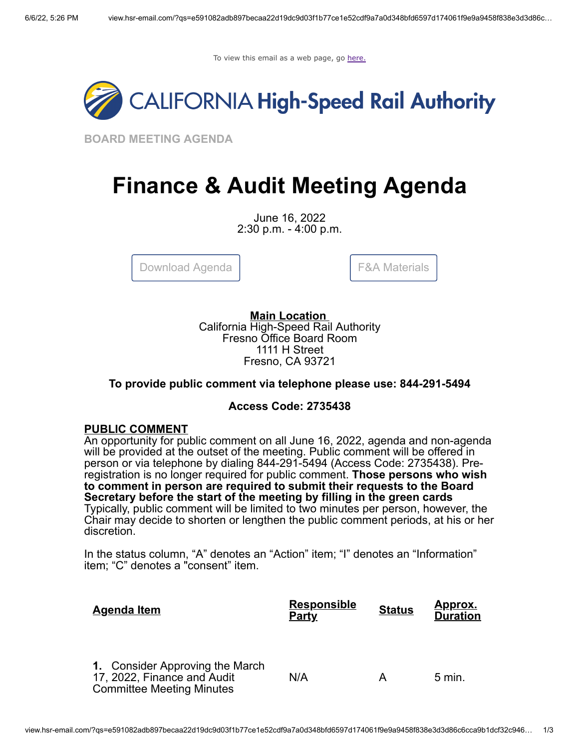To view this email as a web page, go here.

CALIFORNIA High-Speed Rail Authority

BOARD MEETING AGENDA

# Finance & Audit Meeting Agenda

June 16, 2022
2:30 p.m. - 4:00 p.m.

Download Agenda | F&A Materials

**Main Location**
California High-Speed Rail Authority
Fresno Office Board Room
1111 H Street
Fresno, CA 93721

**To provide public comment via telephone please use: 844-291-5494**

**Access Code: 2735438**

**PUBLIC COMMENT**
An opportunity for public comment on all June 16, 2022, agenda and non-agenda will be provided at the outset of the meeting. Public comment will be offered in person or via telephone by dialing 844-291-5494 (Access Code: 2735438). Pre-registration is no longer required for public comment. **Those persons who wish to comment in person are required to submit their requests to the Board Secretary before the start of the meeting by filling in the green cards** Typically, public comment will be limited to two minutes per person, however, the Chair may decide to shorten or lengthen the public comment periods, at his or her discretion.

In the status column, "A" denotes an "Action" item; "I" denotes an "Information" item; "C" denotes a "consent" item.

| Agenda Item | Responsible Party | Status | Approx. Duration |
|---|---|---|---|
| **1.** Consider Approving the March 17, 2022, Finance and Audit Committee Meeting Minutes | N/A | A | 5 min. |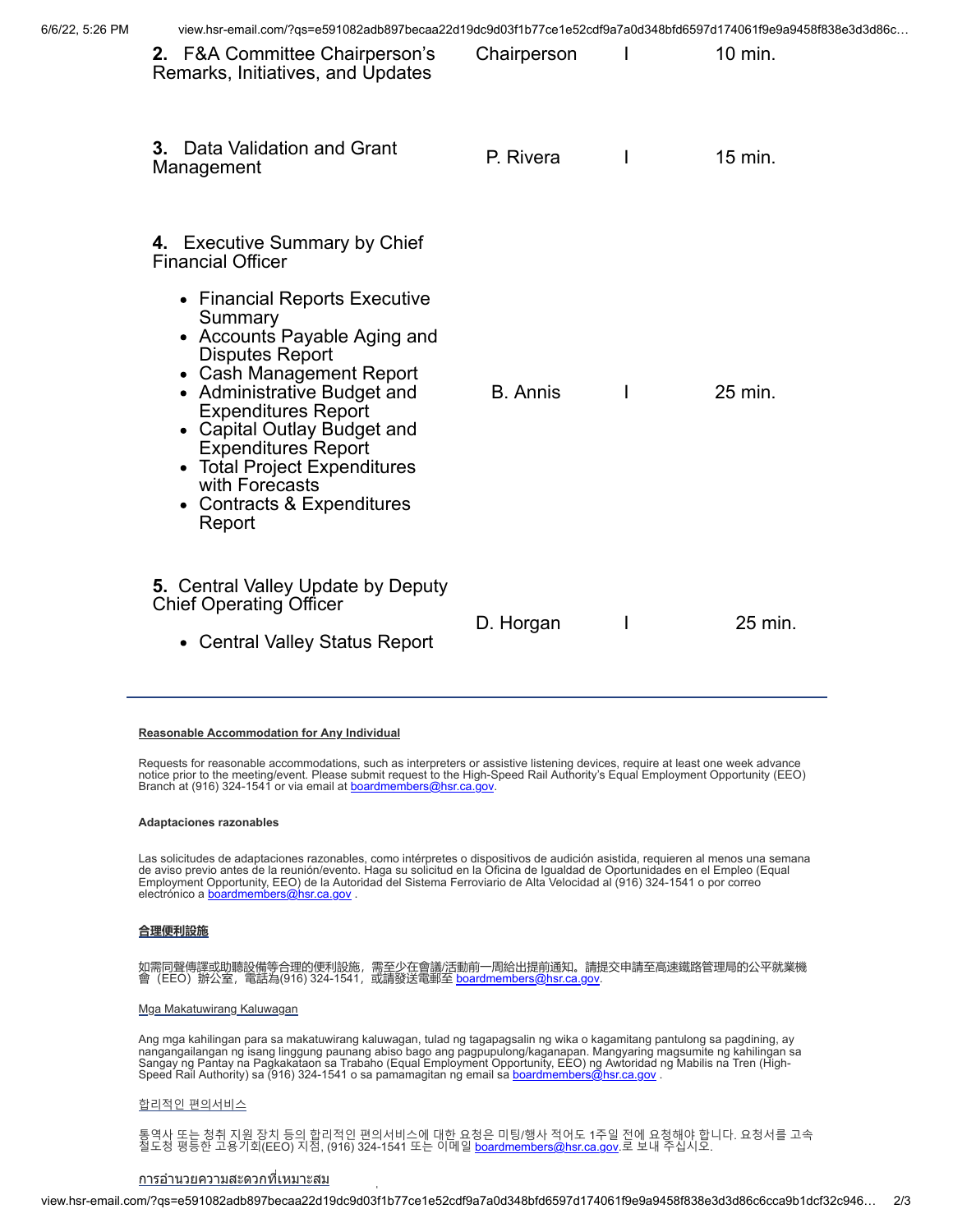| | | | |
|---|---|---|---|
| **2.** F&A Committee Chairperson's Remarks, Initiatives, and Updates | Chairperson | I | 10 min. |
| **3.** Data Validation and Grant Management | P. Rivera | I | 15 min. |
| **4.** Executive Summary by Chief Financial Officer<br>• Financial Reports Executive Summary<br>• Accounts Payable Aging and Disputes Report<br>• Cash Management Report<br>• Administrative Budget and Expenditures Report<br>• Capital Outlay Budget and Expenditures Report<br>• Total Project Expenditures with Forecasts<br>• Contracts & Expenditures Report | B. Annis | I | 25 min. |
| **5.** Central Valley Update by Deputy Chief Operating Officer<br>• Central Valley Status Report | D. Horgan | I | 25 min. |

---

**Reasonable Accommodation for Any Individual**

Requests for reasonable accommodations, such as interpreters or assistive listening devices, require at least one week advance notice prior to the meeting/event. Please submit request to the High-Speed Rail Authority's Equal Employment Opportunity (EEO) Branch at (916) 324-1541 or via email at boardmembers@hsr.ca.gov.

**Adaptaciones razonables**

Las solicitudes de adaptaciones razonables, como intérpretes o dispositivos de audición asistida, requieren al menos una semana de aviso previo antes de la reunión/evento. Haga su solicitud en la Oficina de Igualdad de Oportunidades en el Empleo (Equal Employment Opportunity, EEO) de la Autoridad del Sistema Ferroviario de Alta Velocidad al (916) 324-1541 o por correo electrónico a boardmembers@hsr.ca.gov .

**合理便利設施**

如需同聲傳譯或助聽設備等合理的便利設施，需至少在會議/活動前一周給出提前通知。請提交申請至高速鐵路管理局的公平就業機會（EEO）辦公室，電話為(916) 324-1541，或請發送電郵至 boardmembers@hsr.ca.gov.

Mga Makatuwirang Kaluwagan

Ang mga kahilingan para sa makatuwirang kaluwagan, tulad ng tagapagsalin ng wika o kagamitang pantulong sa pagdining, ay nangangailangan ng isang linggung paunang abiso bago ang pagpupulong/kaganapan. Mangyaring magsumite ng kahilingan sa Sangay ng Pantay na Pagkakataon sa Trabaho (Equal Employment Opportunity, EEO) ng Awtoridad ng Mabilis na Tren (High-Speed Rail Authority) sa (916) 324-1541 o sa pamamagitan ng email sa boardmembers@hsr.ca.gov .

합리적인 편의서비스

통역사 또는 청취 지원 장치 등의 합리적인 편의서비스에 대한 요청은 미팅/행사 적어도 1주일 전에 요청해야 합니다. 요청서를 고속철도청 평등한 고용기회(EEO) 지점, (916) 324-1541 또는 이메일 boardmembers@hsr.ca.gov.로 보내 주십시오.

การอำนวยความสะดวกที่เหมาะสม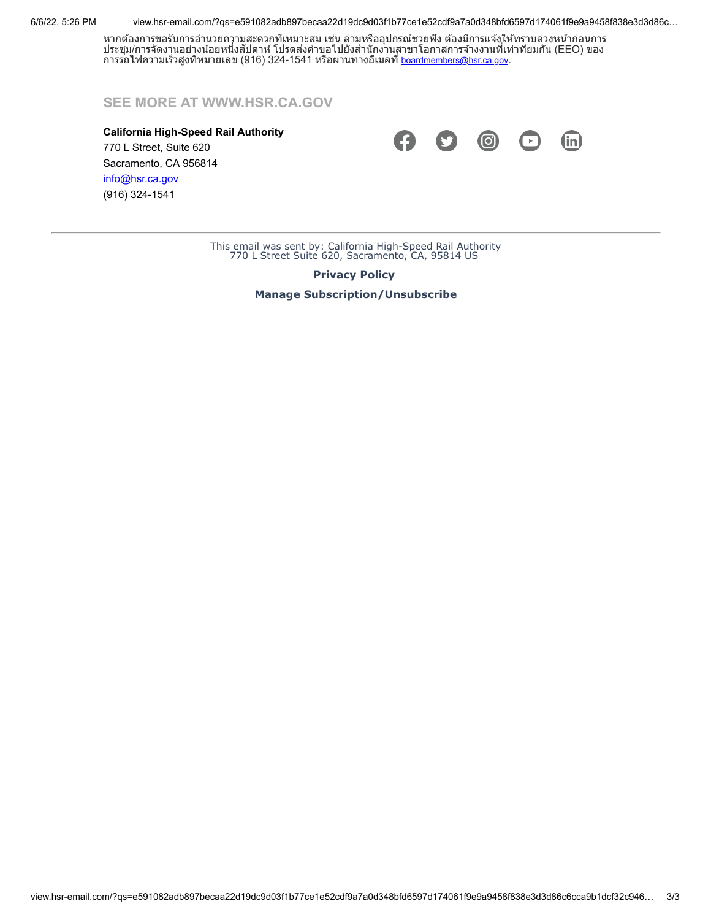หากต้องการขอรับการอำนวยความสะดวกที่เหมาะสม เช่น ล่ามหรืออุปกรณ์ช่วยฟัง ต้องมีการแจ้งให้ทราบล่วงหน้าก่อนการประชุม/การจัดงานอย่างน้อยหนึ่งสัปดาห์ โปรดส่งคำขอไปยังสำนักงานสาขาโอกาสการจ้างงานที่เท่าเทียมกัน (EEO) ของการรถไฟความเร็วสูงที่หมายเลข (916) 324-1541 หรือผ่านทางอีเมลที่ boardmembers@hsr.ca.gov.

## SEE MORE AT WWW.HSR.CA.GOV

**California High-Speed Rail Authority**
770 L Street, Suite 620
Sacramento, CA 956814
info@hsr.ca.gov
(916) 324-1541

---

This email was sent by: California High-Speed Rail Authority
770 L Street Suite 620, Sacramento, CA, 95814 US

**Privacy Policy**

**Manage Subscription/Unsubscribe**